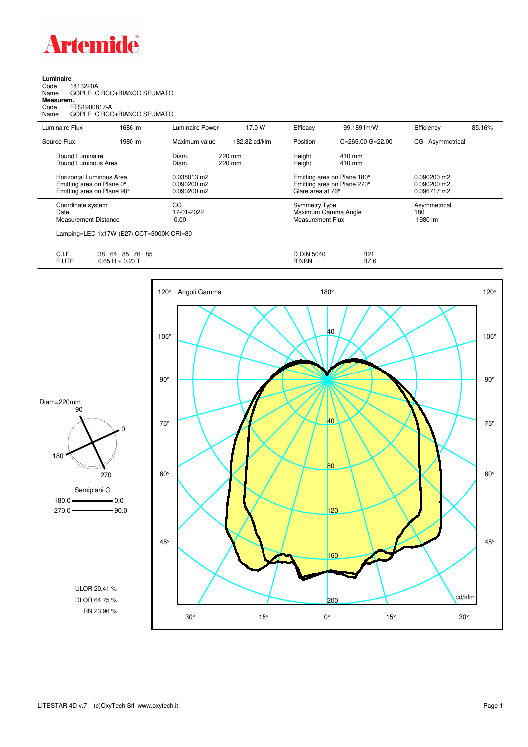# Artemide

**Luminaire**
Code 1413220A
Name GOPLE C BCO+BIANCO SFUMATO

**Measurem.**
Code FTS1900817-A
Name GOPLE C BCO+BIANCO SFUMATO

| Luminaire Flux | 1686 lm | Luminaire Power | 17.0 W | Efficacy | 99.189 lm/W | Efficiency | 85.16% |
|---|---|---|---|---|---|---|---|
| Source Flux | 1980 lm | Maximum value | 182.82 cd/klm | Position | C=265.00 G=22.00 | CG Asymmetrical | |

| | | | |
|---|---|---|---|
| Round Luminaire | Diam. 220 mm | Height 410 mm | |
| Round Luminous Area | Diam. 220 mm | Height 410 mm | |
| Horizontal Luminous Area | 0.038013 m2 | Emitting area on Plane 180° | 0.090200 m2 |
| Emitting area on Plane 0° | 0.090200 m2 | Emitting area on Plane 270° | 0.090200 m2 |
| Emitting area on Plane 90° | 0.090200 m2 | Glare area at 76° | 0.096717 m2 |
| Coordinate system | CG | Symmetry Type | Asymmetrical |
| Date | 17-01-2022 | Maximum Gamma Angle | 180 |
| Measurement Distance | 0.00 | Measurement Flux | 1980 lm |

Lamping=LED 1x17W (E27) CCT=3000K CRI=80

| | | | |
|---|---|---|---|
| C.I.E. | 38 64 85 76 85 | D DIN 5040 | B21 |
| F UTE | 0.65 H + 0.20 T | B NBN | BZ 6 |

Diam=220mm

Semipiani C
180.0 — 0.0
270.0 — 90.0

ULOR 20.41 %
DLOR 64.75 %
RN 23.96 %

Angoli Gamma — cd/klm

LITESTAR 4D v.7 (c)OxyTech Srl www.oxytech.it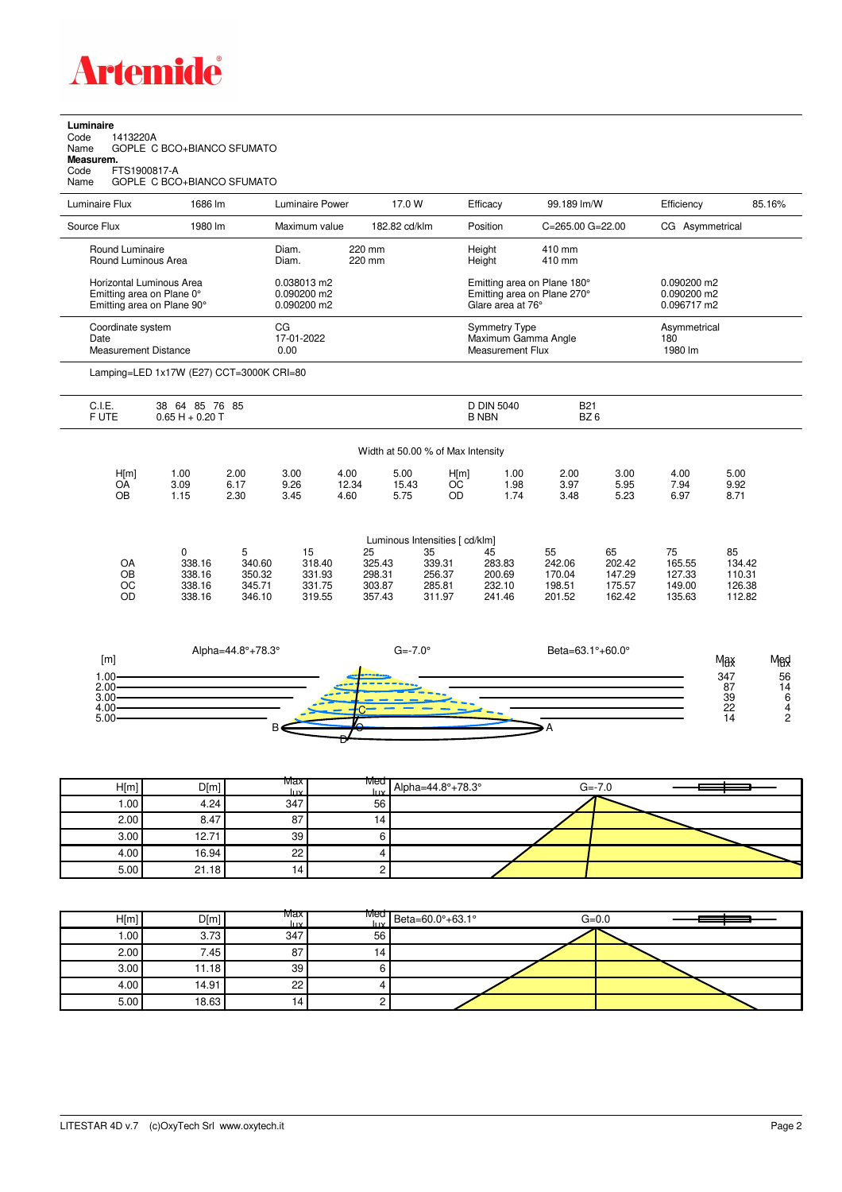**Artemide**

**Luminaire**
Code 1413220A
Name GOPLE C BCO+BIANCO SFUMATO
**Measurem.**
Code FTS1900817-A
Name GOPLE C BCO+BIANCO SFUMATO

| | | | | | | | |
|---|---|---|---|---|---|---|---|
| Luminaire Flux | 1686 lm | Luminaire Power | 17.0 W | Efficacy | 99.189 lm/W | Efficiency | 85.16% |
| Source Flux | 1980 lm | Maximum value | 182.82 cd/klm | Position | C=265.00 G=22.00 | CG | Asymmetrical |

| | | | | | |
|---|---|---|---|---|---|
| Round Luminaire | Diam. | 220 mm | Height | 410 mm | |
| Round Luminous Area | Diam. | 220 mm | Height | 410 mm | |
| Horizontal Luminous Area | 0.038013 m2 | | Emitting area on Plane 180° | | 0.090200 m2 |
| Emitting area on Plane 0° | 0.090200 m2 | | Emitting area on Plane 270° | | 0.090200 m2 |
| Emitting area on Plane 90° | 0.090200 m2 | | Glare area at 76° | | 0.096717 m2 |

| | | | |
|---|---|---|---|
| Coordinate system | CG | Symmetry Type | Asymmetrical |
| Date | 17-01-2022 | Maximum Gamma Angle | 180 |
| Measurement Distance | 0.00 | Measurement Flux | 1980 lm |

Lamping=LED 1x17W (E27) CCT=3000K CRI=80

| | | | |
|---|---|---|---|
| C.I.E. | 38 64 85 76 85 | D DIN 5040 | B21 |
| F UTE | 0.65 H + 0.20 T | B NBN | BZ 6 |

Width at 50.00 % of Max Intensity

| H[m] | 1.00 | 2.00 | 3.00 | 4.00 | 5.00 | H[m] | 1.00 | 2.00 | 3.00 | 4.00 | 5.00 |
|---|---|---|---|---|---|---|---|---|---|---|---|
| OA | 3.09 | 6.17 | 9.26 | 12.34 | 15.43 | OC | 1.98 | 3.97 | 5.95 | 7.94 | 9.92 |
| OB | 1.15 | 2.30 | 3.45 | 4.60 | 5.75 | OD | 1.74 | 3.48 | 5.23 | 6.97 | 8.71 |

Luminous Intensities [ cd/klm]

| | 0 | 5 | 15 | 25 | 35 | 45 | 55 | 65 | 75 | 85 |
|---|---|---|---|---|---|---|---|---|---|---|
| OA | 338.16 | 340.60 | 318.40 | 325.43 | 339.31 | 283.83 | 242.06 | 202.42 | 165.55 | 134.42 |
| OB | 338.16 | 350.32 | 331.93 | 298.31 | 256.37 | 200.69 | 170.04 | 147.29 | 127.33 | 110.31 |
| OC | 338.16 | 345.71 | 331.75 | 303.87 | 285.81 | 232.10 | 198.51 | 175.57 | 149.00 | 126.38 |
| OD | 338.16 | 346.10 | 319.55 | 357.43 | 311.97 | 241.46 | 201.52 | 162.42 | 135.63 | 112.82 |

Alpha=44.8°+78.3°
G=-7.0°
Beta=63.1°+60.0°
[m]
1.00
2.00
3.00
4.00
5.00
Max lux: 347, 87, 39, 22, 14
Med lux: 56, 14, 6, 4, 2

| H[m] | D[m] | Max lux | Med lux | Alpha=44.8°+78.3° G=-7.0 |
|---|---|---|---|---|
| 1.00 | 4.24 | 347 | 56 | |
| 2.00 | 8.47 | 87 | 14 | |
| 3.00 | 12.71 | 39 | 6 | |
| 4.00 | 16.94 | 22 | 4 | |
| 5.00 | 21.18 | 14 | 2 | |

| H[m] | D[m] | Max lux | Med lux | Beta=60.0°+63.1° G=0.0 |
|---|---|---|---|---|
| 1.00 | 3.73 | 347 | 56 | |
| 2.00 | 7.45 | 87 | 14 | |
| 3.00 | 11.18 | 39 | 6 | |
| 4.00 | 14.91 | 22 | 4 | |
| 5.00 | 18.63 | 14 | 2 | |

LITESTAR 4D v.7 (c)OxyTech Srl www.oxytech.it